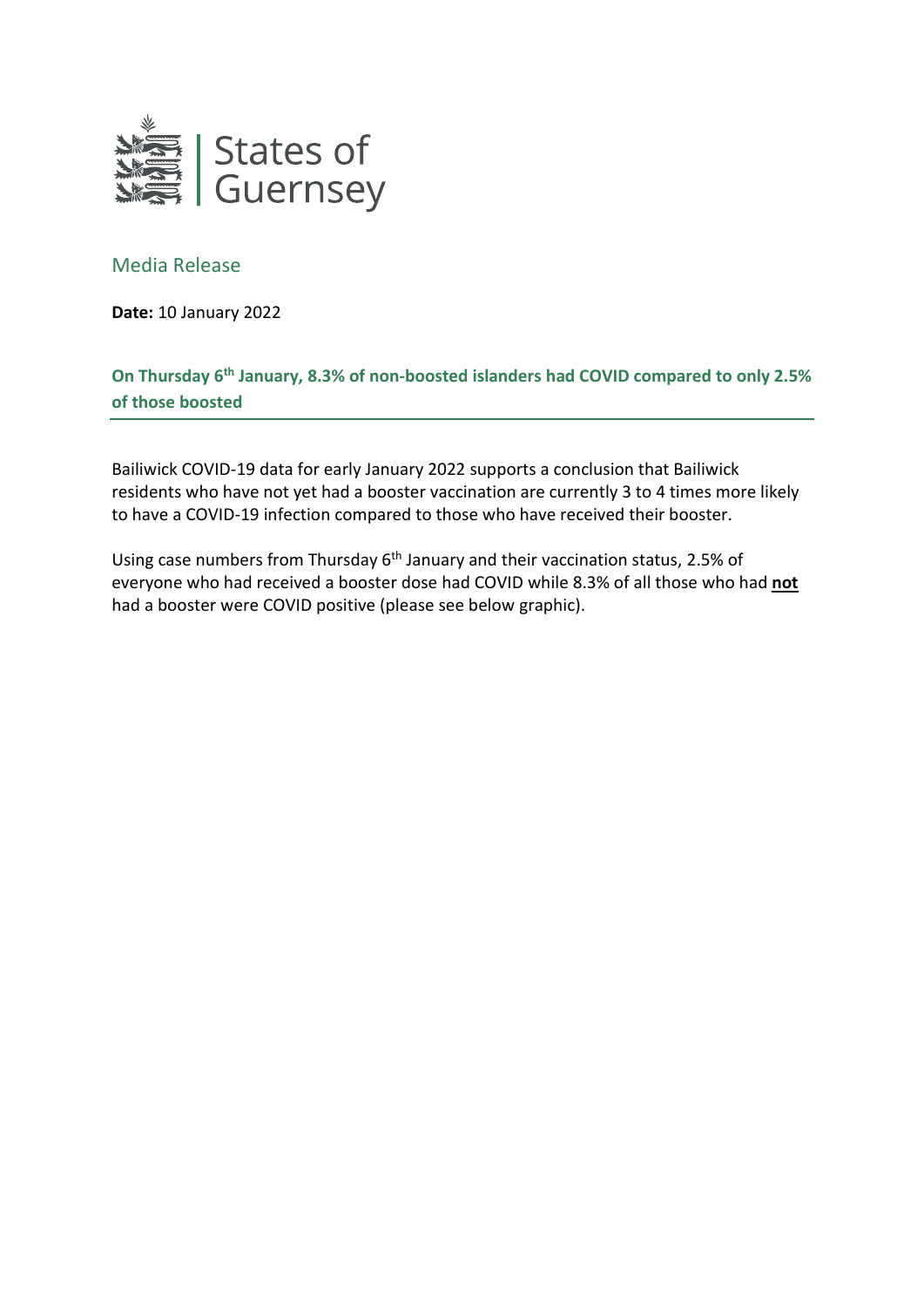States of Guernsey

Media Release

**Date:** 10 January 2022

## On Thursday 6th January, 8.3% of non-boosted islanders had COVID compared to only 2.5% of those boosted

Bailiwick COVID-19 data for early January 2022 supports a conclusion that Bailiwick residents who have not yet had a booster vaccination are currently 3 to 4 times more likely to have a COVID-19 infection compared to those who have received their booster.

Using case numbers from Thursday 6th January and their vaccination status, 2.5% of everyone who had received a booster dose had COVID while 8.3% of all those who had **not** had a booster were COVID positive (please see below graphic).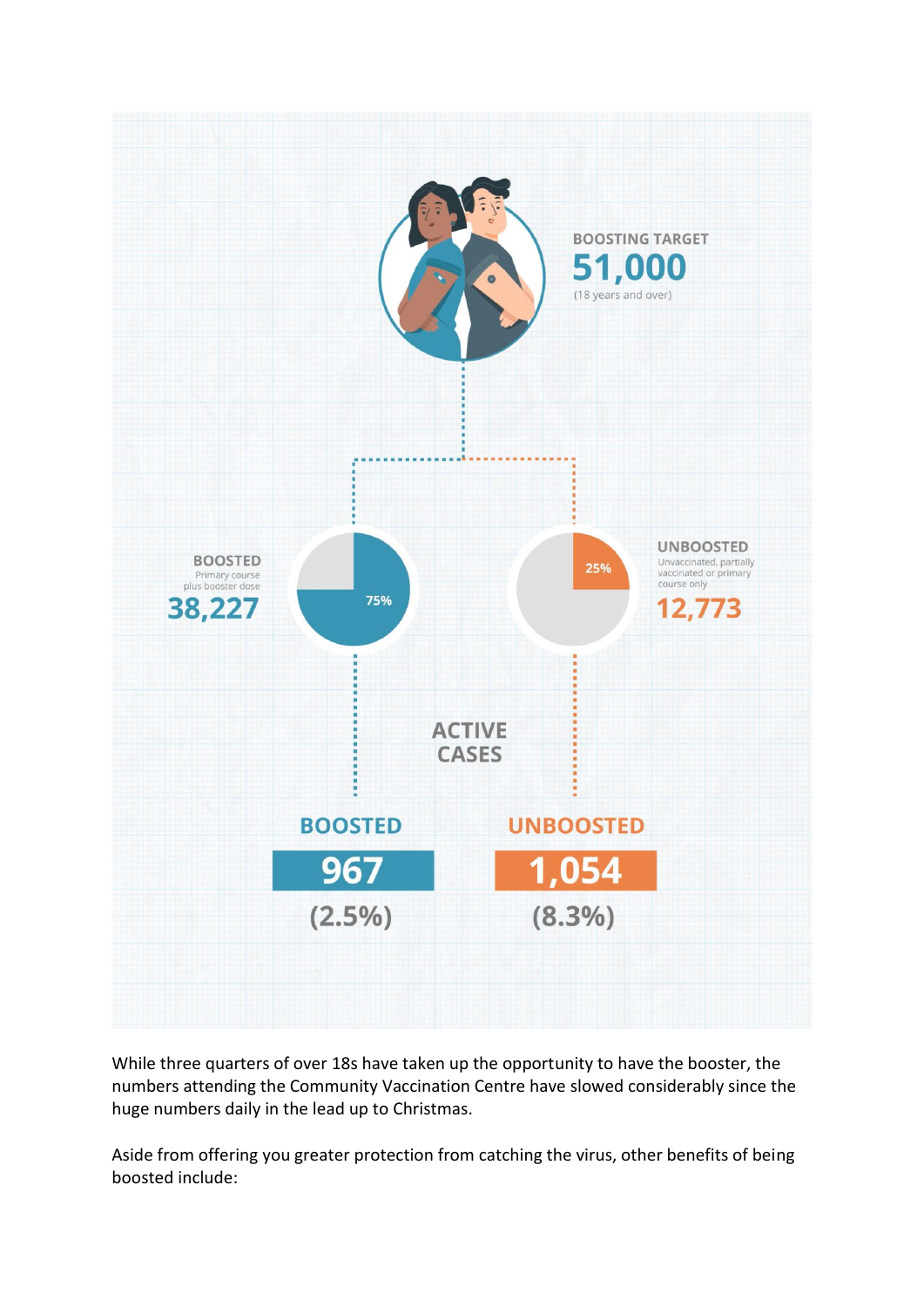**BOOSTING TARGET**

**51,000**

(18 years and over)

**BOOSTED**

Primary course plus booster dose

**38,227**

75%

**UNBOOSTED**

Unvaccinated, partially vaccinated or primary course only

**12,773**

25%

**ACTIVE CASES**

| BOOSTED | UNBOOSTED |
|---|---|
| 967 | 1,054 |
| (2.5%) | (8.3%) |

While three quarters of over 18s have taken up the opportunity to have the booster, the numbers attending the Community Vaccination Centre have slowed considerably since the huge numbers daily in the lead up to Christmas.

Aside from offering you greater protection from catching the virus, other benefits of being boosted include: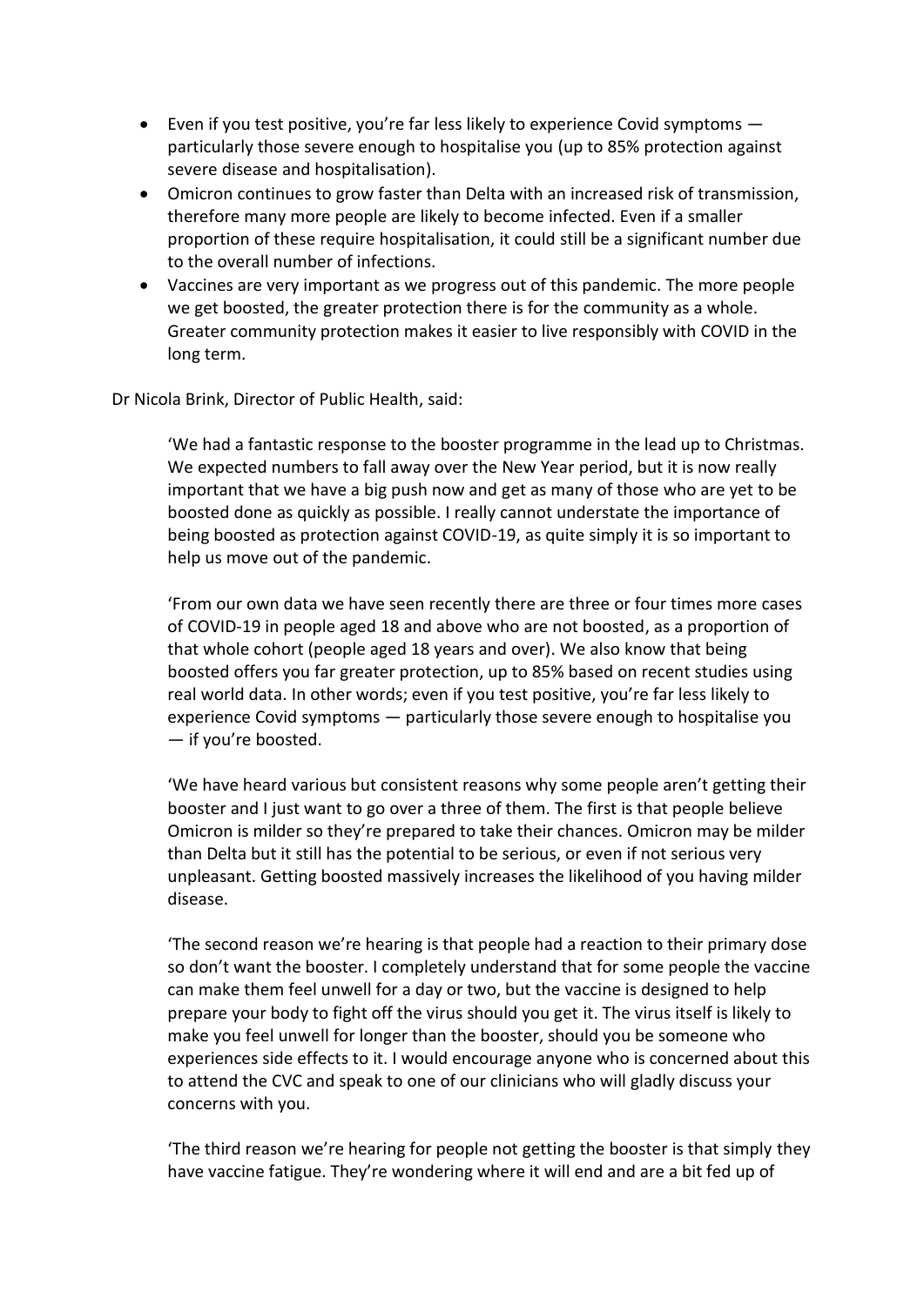- Even if you test positive, you're far less likely to experience Covid symptoms — particularly those severe enough to hospitalise you (up to 85% protection against severe disease and hospitalisation).
- Omicron continues to grow faster than Delta with an increased risk of transmission, therefore many more people are likely to become infected. Even if a smaller proportion of these require hospitalisation, it could still be a significant number due to the overall number of infections.
- Vaccines are very important as we progress out of this pandemic. The more people we get boosted, the greater protection there is for the community as a whole. Greater community protection makes it easier to live responsibly with COVID in the long term.

Dr Nicola Brink, Director of Public Health, said:

> 'We had a fantastic response to the booster programme in the lead up to Christmas. We expected numbers to fall away over the New Year period, but it is now really important that we have a big push now and get as many of those who are yet to be boosted done as quickly as possible. I really cannot understate the importance of being boosted as protection against COVID-19, as quite simply it is so important to help us move out of the pandemic.
>
> 'From our own data we have seen recently there are three or four times more cases of COVID-19 in people aged 18 and above who are not boosted, as a proportion of that whole cohort (people aged 18 years and over). We also know that being boosted offers you far greater protection, up to 85% based on recent studies using real world data. In other words; even if you test positive, you're far less likely to experience Covid symptoms — particularly those severe enough to hospitalise you — if you're boosted.
>
> 'We have heard various but consistent reasons why some people aren't getting their booster and I just want to go over a three of them. The first is that people believe Omicron is milder so they're prepared to take their chances. Omicron may be milder than Delta but it still has the potential to be serious, or even if not serious very unpleasant. Getting boosted massively increases the likelihood of you having milder disease.
>
> 'The second reason we're hearing is that people had a reaction to their primary dose so don't want the booster. I completely understand that for some people the vaccine can make them feel unwell for a day or two, but the vaccine is designed to help prepare your body to fight off the virus should you get it. The virus itself is likely to make you feel unwell for longer than the booster, should you be someone who experiences side effects to it. I would encourage anyone who is concerned about this to attend the CVC and speak to one of our clinicians who will gladly discuss your concerns with you.
>
> 'The third reason we're hearing for people not getting the booster is that simply they have vaccine fatigue. They're wondering where it will end and are a bit fed up of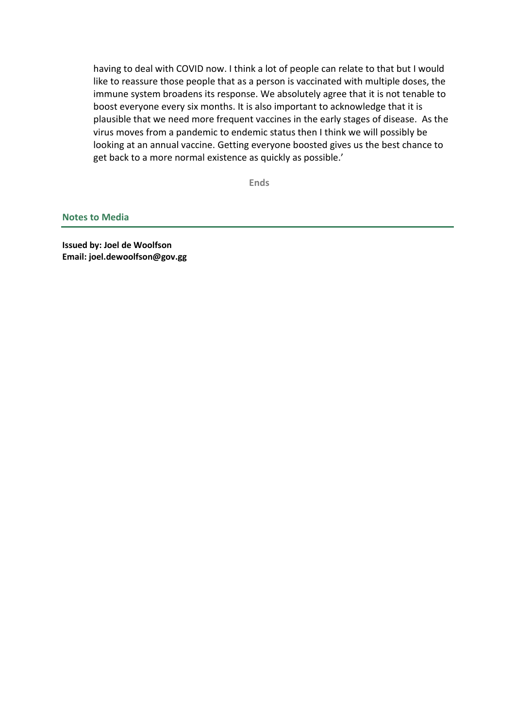having to deal with COVID now. I think a lot of people can relate to that but I would like to reassure those people that as a person is vaccinated with multiple doses, the immune system broadens its response. We absolutely agree that it is not tenable to boost everyone every six months. It is also important to acknowledge that it is plausible that we need more frequent vaccines in the early stages of disease. As the virus moves from a pandemic to endemic status then I think we will possibly be looking at an annual vaccine. Getting everyone boosted gives us the best chance to get back to a more normal existence as quickly as possible.'

**Ends**

## Notes to Media

**Issued by: Joel de Woolfson**
**Email: joel.dewoolfson@gov.gg**